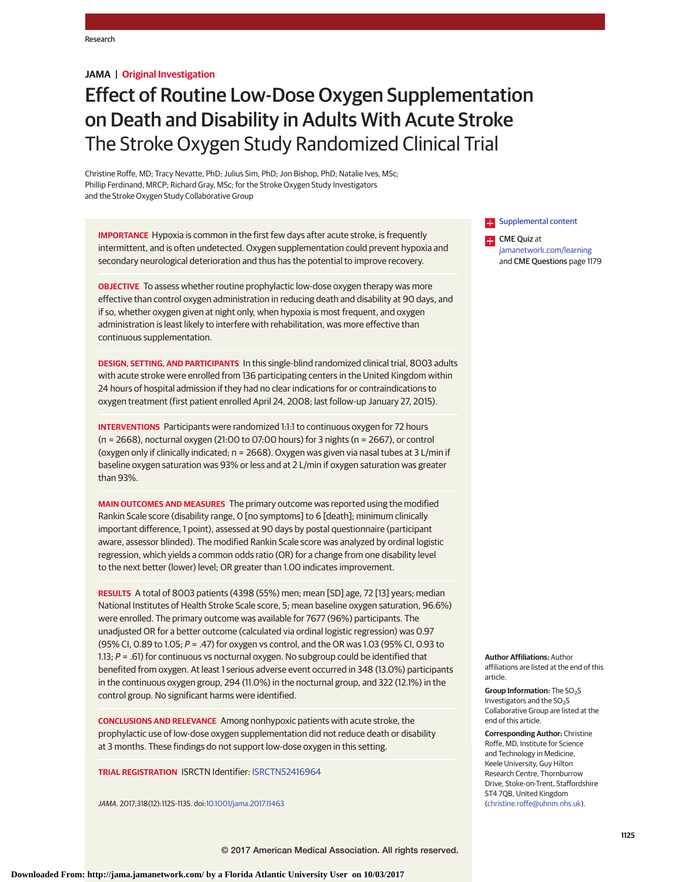# Effect of Routine Low-Dose Oxygen Supplementation on Death and Disability in Adults With Acute Stroke

## The Stroke Oxygen Study Randomized Clinical Trial

Christine Roffe, MD; Tracy Nevatte, PhD; Julius Sim, PhD; Jon Bishop, PhD; Natalie Ives, MSc; Phillip Ferdinand, MRCP; Richard Gray, MSc; for the Stroke Oxygen Study Investigators and the Stroke Oxygen Study Collaborative Group

**IMPORTANCE** Hypoxia is common in the first few days after acute stroke, is frequently intermittent, and is often undetected. Oxygen supplementation could prevent hypoxia and secondary neurological deterioration and thus has the potential to improve recovery.

**OBJECTIVE** To assess whether routine prophylactic low-dose oxygen therapy was more effective than control oxygen administration in reducing death and disability at 90 days, and if so, whether oxygen given at night only, when hypoxia is most frequent, and oxygen administration is least likely to interfere with rehabilitation, was more effective than continuous supplementation.

**DESIGN, SETTING, AND PARTICIPANTS** In this single-blind randomized clinical trial, 8003 adults with acute stroke were enrolled from 136 participating centers in the United Kingdom within 24 hours of hospital admission if they had no clear indications for or contraindications to oxygen treatment (first patient enrolled April 24, 2008; last follow-up January 27, 2015).

**INTERVENTIONS** Participants were randomized 1:1:1 to continuous oxygen for 72 hours (n = 2668), nocturnal oxygen (21:00 to 07:00 hours) for 3 nights (n = 2667), or control (oxygen only if clinically indicated; n = 2668). Oxygen was given via nasal tubes at 3 L/min if baseline oxygen saturation was 93% or less and at 2 L/min if oxygen saturation was greater than 93%.

**MAIN OUTCOMES AND MEASURES** The primary outcome was reported using the modified Rankin Scale score (disability range, 0 [no symptoms] to 6 [death]; minimum clinically important difference, 1 point), assessed at 90 days by postal questionnaire (participant aware, assessor blinded). The modified Rankin Scale score was analyzed by ordinal logistic regression, which yields a common odds ratio (OR) for a change from one disability level to the next better (lower) level; OR greater than 1.00 indicates improvement.

**RESULTS** A total of 8003 patients (4398 (55%) men; mean [SD] age, 72 [13] years; median National Institutes of Health Stroke Scale score, 5; mean baseline oxygen saturation, 96.6%) were enrolled. The primary outcome was available for 7677 (96%) participants. The unadjusted OR for a better outcome (calculated via ordinal logistic regression) was 0.97 (95% CI, 0.89 to 1.05; *P* = .47) for oxygen vs control, and the OR was 1.03 (95% CI, 0.93 to 1.13; *P* = .61) for continuous vs nocturnal oxygen. No subgroup could be identified that benefited from oxygen. At least 1 serious adverse event occurred in 348 (13.0%) participants in the continuous oxygen group, 294 (11.0%) in the nocturnal group, and 322 (12.1%) in the control group. No significant harms were identified.

**CONCLUSIONS AND RELEVANCE** Among nonhypoxic patients with acute stroke, the prophylactic use of low-dose oxygen supplementation did not reduce death or disability at 3 months. These findings do not support low-dose oxygen in this setting.

**TRIAL REGISTRATION** ISRCTN Identifier: ISRCTN52416964

*JAMA*. 2017;318(12):1125-1135. doi:10.1001/jama.2017.11463

Supplemental content

**CME Quiz** at jamanetwork.com/learning and **CME Questions** page 1179

**Author Affiliations:** Author affiliations are listed at the end of this article.

**Group Information:** The $SO_2S$ Investigators and the $SO_2S$ Collaborative Group are listed at the end of this article.

**Corresponding Author:** Christine Roffe, MD, Institute for Science and Technology in Medicine, Keele University, Guy Hilton Research Centre, Thornburrow Drive, Stoke-on-Trent, Staffordshire ST4 7QB, United Kingdom (christine.roffe@uhnm.nhs.uk).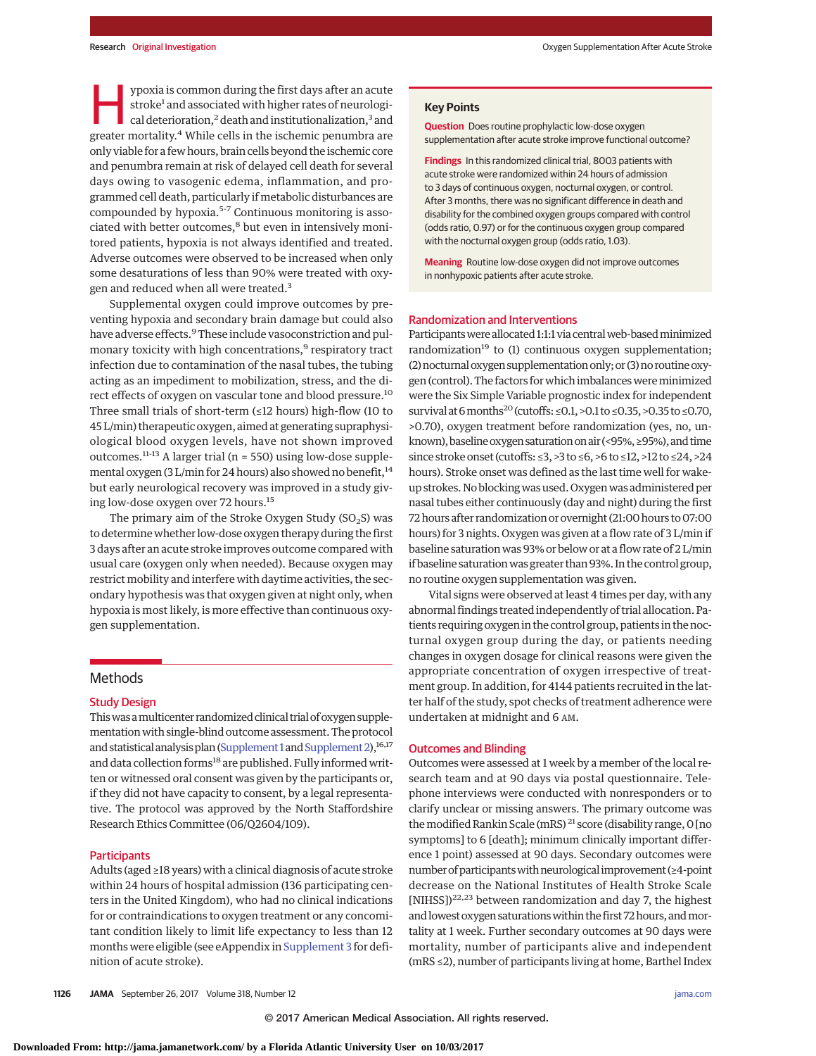Hypoxia is common during the first days after an acute stroke[1] and associated with higher rates of neurological deterioration,[2] death and institutionalization,[3] and greater mortality.[4] While cells in the ischemic penumbra are only viable for a few hours, brain cells beyond the ischemic core and penumbra remain at risk of delayed cell death for several days owing to vasogenic edema, inflammation, and programmed cell death, particularly if metabolic disturbances are compounded by hypoxia.[5-7] Continuous monitoring is associated with better outcomes,[8] but even in intensively monitored patients, hypoxia is not always identified and treated. Adverse outcomes were observed to be increased when only some desaturations of less than 90% were treated with oxygen and reduced when all were treated.[3]

Supplemental oxygen could improve outcomes by preventing hypoxia and secondary brain damage but could also have adverse effects.[9] These include vasoconstriction and pulmonary toxicity with high concentrations,[9] respiratory tract infection due to contamination of the nasal tubes, the tubing acting as an impediment to mobilization, stress, and the direct effects of oxygen on vascular tone and blood pressure.[10] Three small trials of short-term (≤12 hours) high-flow (10 to 45 L/min) therapeutic oxygen, aimed at generating supraphysiological blood oxygen levels, have not shown improved outcomes.[11-13] A larger trial (n = 550) using low-dose supplemental oxygen (3 L/min for 24 hours) also showed no benefit,[14] but early neurological recovery was improved in a study giving low-dose oxygen over 72 hours.[15]

The primary aim of the Stroke Oxygen Study ($SO_2S$) was to determine whether low-dose oxygen therapy during the first 3 days after an acute stroke improves outcome compared with usual care (oxygen only when needed). Because oxygen may restrict mobility and interfere with daytime activities, the secondary hypothesis was that oxygen given at night only, when hypoxia is most likely, is more effective than continuous oxygen supplementation.

> **Key Points**
>
> **Question** Does routine prophylactic low-dose oxygen supplementation after acute stroke improve functional outcome?
>
> **Findings** In this randomized clinical trial, 8003 patients with acute stroke were randomized within 24 hours of admission to 3 days of continuous oxygen, nocturnal oxygen, or control. After 3 months, there was no significant difference in death and disability for the combined oxygen groups compared with control (odds ratio, 0.97) or for the continuous oxygen group compared with the nocturnal oxygen group (odds ratio, 1.03).
>
> **Meaning** Routine low-dose oxygen did not improve outcomes in nonhypoxic patients after acute stroke.

## Methods

### Study Design

This was a multicenter randomized clinical trial of oxygen supplementation with single-blind outcome assessment. The protocol and statistical analysis plan (Supplement 1 and Supplement 2),[16,17] and data collection forms[18] are published. Fully informed written or witnessed oral consent was given by the participants or, if they did not have capacity to consent, by a legal representative. The protocol was approved by the North Staffordshire Research Ethics Committee (06/Q2604/109).

### Participants

Adults (aged ≥18 years) with a clinical diagnosis of acute stroke within 24 hours of hospital admission (136 participating centers in the United Kingdom), who had no clinical indications for or contraindications to oxygen treatment or any concomitant condition likely to limit life expectancy to less than 12 months were eligible (see eAppendix in Supplement 3 for definition of acute stroke).

### Randomization and Interventions

Participants were allocated 1:1:1 via central web-based minimized randomization[19] to (1) continuous oxygen supplementation; (2) nocturnal oxygen supplementation only; or (3) no routine oxygen (control). The factors for which imbalances were minimized were the Six Simple Variable prognostic index for independent survival at 6 months[20] (cutoffs: ≤0.1, >0.1 to ≤0.35, >0.35 to ≤0.70, >0.70), oxygen treatment before randomization (yes, no, unknown), baseline oxygen saturation on air (<95%, ≥95%), and time since stroke onset (cutoffs: ≤3, >3 to ≤6, >6 to ≤12, >12 to ≤24, >24 hours). Stroke onset was defined as the last time well for wake-up strokes. No blocking was used. Oxygen was administered per nasal tubes either continuously (day and night) during the first 72 hours after randomization or overnight (21:00 hours to 07:00 hours) for 3 nights. Oxygen was given at a flow rate of 3 L/min if baseline saturation was 93% or below or at a flow rate of 2 L/min if baseline saturation was greater than 93%. In the control group, no routine oxygen supplementation was given.

Vital signs were observed at least 4 times per day, with any abnormal findings treated independently of trial allocation. Patients requiring oxygen in the control group, patients in the nocturnal oxygen group during the day, or patients needing changes in oxygen dosage for clinical reasons were given the appropriate concentration of oxygen irrespective of treatment group. In addition, for 4144 patients recruited in the latter half of the study, spot checks of treatment adherence were undertaken at midnight and 6 AM.

### Outcomes and Blinding

Outcomes were assessed at 1 week by a member of the local research team and at 90 days via postal questionnaire. Telephone interviews were conducted with nonresponders or to clarify unclear or missing answers. The primary outcome was the modified Rankin Scale (mRS)[21] score (disability range, 0 [no symptoms] to 6 [death]; minimum clinically important difference 1 point) assessed at 90 days. Secondary outcomes were number of participants with neurological improvement (≥4-point decrease on the National Institutes of Health Stroke Scale [NIHSS])[22,23] between randomization and day 7, the highest and lowest oxygen saturations within the first 72 hours, and mortality at 1 week. Further secondary outcomes at 90 days were mortality, number of participants alive and independent (mRS ≤2), number of participants living at home, Barthel Index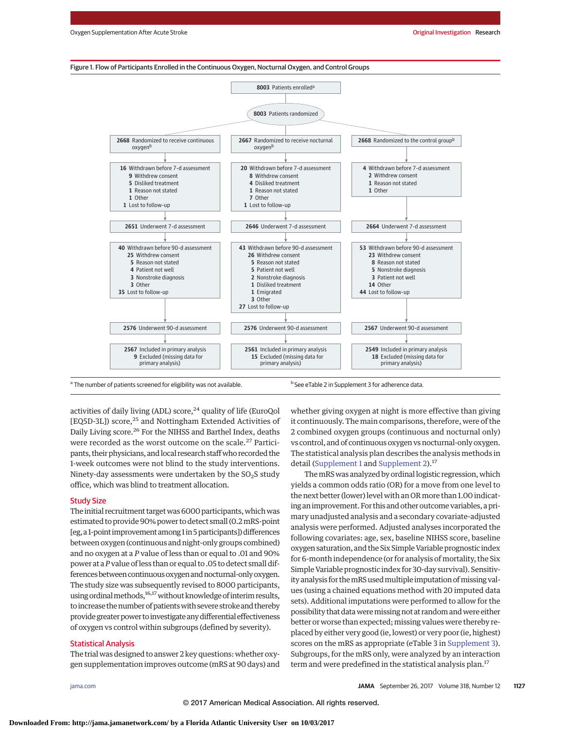Figure 1. Flow of Participants Enrolled in the Continuous Oxygen, Nocturnal Oxygen, and Control Groups

8003 Patients enrolled[a]

8003 Patients randomized

| Continuous oxygen | Nocturnal oxygen | Control |
|---|---|---|
| 2668 Randomized to receive continuous oxygen[b] | 2667 Randomized to receive nocturnal oxygen[b] | 2668 Randomized to the control group[b] |
| 16 Withdrawn before 7-d assessment: 9 Withdrew consent; 5 Disliked treatment; 1 Reason not stated; 1 Other. 1 Lost to follow-up | 20 Withdrawn before 7-d assessment: 8 Withdrew consent; 4 Disliked treatment; 1 Reason not stated; 7 Other. 1 Lost to follow-up | 4 Withdrawn before 7-d assessment: 2 Withdrew consent; 1 Reason not stated; 1 Other |
| 2651 Underwent 7-d assessment | 2646 Underwent 7-d assessment | 2664 Underwent 7-d assessment |
| 40 Withdrawn before 90-d assessment: 25 Withdrew consent; 5 Reason not stated; 4 Patient not well; 3 Nonstroke diagnosis; 3 Other. 35 Lost to follow-up | 43 Withdrawn before 90-d assessment: 26 Withdrew consent; 5 Reason not stated; 5 Patient not well; 2 Nonstroke diagnosis; 1 Disliked treatment; 1 Emigrated; 3 Other. 27 Lost to follow-up | 53 Withdrawn before 90-d assessment: 23 Withdrew consent; 8 Reason not stated; 5 Nonstroke diagnosis; 3 Patient not well; 14 Other. 44 Lost to follow-up |
| 2576 Underwent 90-d assessment | 2576 Underwent 90-d assessment | 2567 Underwent 90-d assessment |
| 2567 Included in primary analysis; 9 Excluded (missing data for primary analysis) | 2561 Included in primary analysis; 15 Excluded (missing data for primary analysis) | 2549 Included in primary analysis; 18 Excluded (missing data for primary analysis) |

[a] The number of patients screened for eligibility was not available.

[b] See eTable 2 in Supplement 3 for adherence data.

activities of daily living (ADL) score,[24] quality of life (EuroQol [EQ5D-3L]) score,[25] and Nottingham Extended Activities of Daily Living score.[26] For the NIHSS and Barthel Index, deaths were recorded as the worst outcome on the scale.[27] Participants, their physicians, and local research staff who recorded the 1-week outcomes were not blind to the study interventions. Ninety-day assessments were undertaken by the $SO_2S$ study office, which was blind to treatment allocation.

## Study Size

The initial recruitment target was 6000 participants, which was estimated to provide 90% power to detect small (0.2 mRS-point [eg, a 1-point improvement among 1 in 5 participants]) differences between oxygen (continuous and night-only groups combined) and no oxygen at a $P$ value of less than or equal to .01 and 90% power at a $P$ value of less than or equal to .05 to detect small differences between continuous oxygen and nocturnal-only oxygen. The study size was subsequently revised to 8000 participants, using ordinal methods,[16,17] without knowledge of interim results, to increase the number of patients with severe stroke and thereby provide greater power to investigate any differential effectiveness of oxygen vs control within subgroups (defined by severity).

## Statistical Analysis

The trial was designed to answer 2 key questions: whether oxygen supplementation improves outcome (mRS at 90 days) and whether giving oxygen at night is more effective than giving it continuously. The main comparisons, therefore, were of the 2 combined oxygen groups (continuous and nocturnal only) vs control, and of continuous oxygen vs nocturnal-only oxygen. The statistical analysis plan describes the analysis methods in detail (Supplement 1 and Supplement 2).[17]

The mRS was analyzed by ordinal logistic regression, which yields a common odds ratio (OR) for a move from one level to the next better (lower) level with an OR more than 1.00 indicating an improvement. For this and other outcome variables, a primary unadjusted analysis and a secondary covariate-adjusted analysis were performed. Adjusted analyses incorporated the following covariates: age, sex, baseline NIHSS score, baseline oxygen saturation, and the Six Simple Variable prognostic index for 6-month independence (or for analysis of mortality, the Six Simple Variable prognostic index for 30-day survival). Sensitivity analysis for the mRS used multiple imputation of missing values (using a chained equations method with 20 imputed data sets). Additional imputations were performed to allow for the possibility that data were missing not at random and were either better or worse than expected; missing values were thereby replaced by either very good (ie, lowest) or very poor (ie, highest) scores on the mRS as appropriate (eTable 3 in Supplement 3). Subgroups, for the mRS only, were analyzed by an interaction term and were predefined in the statistical analysis plan.[17]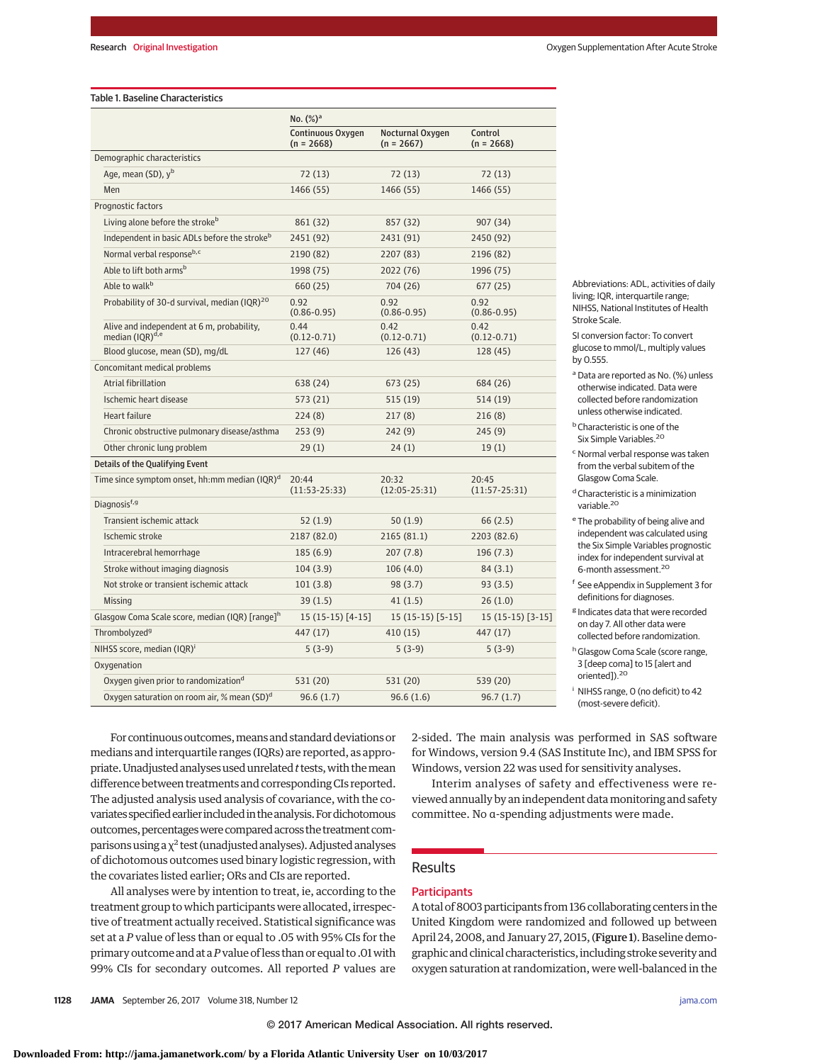Table 1. Baseline Characteristics

| | No. (%)[a] | | |
|---|---|---|---|
| | Continuous Oxygen (n = 2668) | Nocturnal Oxygen (n = 2667) | Control (n = 2668) |
| **Demographic characteristics** | | | |
| Age, mean (SD), y[b] | 72 (13) | 72 (13) | 72 (13) |
| Men | 1466 (55) | 1466 (55) | 1466 (55) |
| **Prognostic factors** | | | |
| Living alone before the stroke[b] | 861 (32) | 857 (32) | 907 (34) |
| Independent in basic ADLs before the stroke[b] | 2451 (92) | 2431 (91) | 2450 (92) |
| Normal verbal response[b,c] | 2190 (82) | 2207 (83) | 2196 (82) |
| Able to lift both arms[b] | 1998 (75) | 2022 (76) | 1996 (75) |
| Able to walk[b] | 660 (25) | 704 (26) | 677 (25) |
| Probability of 30-d survival, median (IQR)[20] | 0.92 (0.86-0.95) | 0.92 (0.86-0.95) | 0.92 (0.86-0.95) |
| Alive and independent at 6 m, probability, median (IQR)[d,e] | 0.44 (0.12-0.71) | 0.42 (0.12-0.71) | 0.42 (0.12-0.71) |
| Blood glucose, mean (SD), mg/dL | 127 (46) | 126 (43) | 128 (45) |
| **Concomitant medical problems** | | | |
| Atrial fibrillation | 638 (24) | 673 (25) | 684 (26) |
| Ischemic heart disease | 573 (21) | 515 (19) | 514 (19) |
| Heart failure | 224 (8) | 217 (8) | 216 (8) |
| Chronic obstructive pulmonary disease/asthma | 253 (9) | 242 (9) | 245 (9) |
| Other chronic lung problem | 29 (1) | 24 (1) | 19 (1) |
| **Details of the Qualifying Event** | | | |
| Time since symptom onset, hh:mm median (IQR)[d] | 20:44 (11:53-25:33) | 20:32 (12:05-25:31) | 20:45 (11:57-25:31) |
| Diagnosis[f,g] | | | |
| Transient ischemic attack | 52 (1.9) | 50 (1.9) | 66 (2.5) |
| Ischemic stroke | 2187 (82.0) | 2165 (81.1) | 2203 (82.6) |
| Intracerebral hemorrhage | 185 (6.9) | 207 (7.8) | 196 (7.3) |
| Stroke without imaging diagnosis | 104 (3.9) | 106 (4.0) | 84 (3.1) |
| Not stroke or transient ischemic attack | 101 (3.8) | 98 (3.7) | 93 (3.5) |
| Missing | 39 (1.5) | 41 (1.5) | 26 (1.0) |
| Glasgow Coma Scale score, median (IQR) [range][h] | 15 (15-15) [4-15] | 15 (15-15) [5-15] | 15 (15-15) [3-15] |
| Thrombolyzed[g] | 447 (17) | 410 (15) | 447 (17) |
| NIHSS score, median (IQR)[i] | 5 (3-9) | 5 (3-9) | 5 (3-9) |
| Oxygenation | | | |
| Oxygen given prior to randomization[d] | 531 (20) | 531 (20) | 539 (20) |
| Oxygen saturation on room air, % mean (SD)[d] | 96.6 (1.7) | 96.6 (1.6) | 96.7 (1.7) |

Abbreviations: ADL, activities of daily living; IQR, interquartile range; NIHSS, National Institutes of Health Stroke Scale.

SI conversion factor: To convert glucose to mmol/L, multiply values by 0.555.

[a] Data are reported as No. (%) unless otherwise indicated. Data were collected before randomization unless otherwise indicated.

[b] Characteristic is one of the Six Simple Variables.[20]

[c] Normal verbal response was taken from the verbal subitem of the Glasgow Coma Scale.

[d] Characteristic is a minimization variable.[20]

[e] The probability of being alive and independent was calculated using the Six Simple Variables prognostic index for independent survival at 6-month assessment.[20]

[f] See eAppendix in Supplement 3 for definitions for diagnoses.

[g] Indicates data that were recorded on day 7. All other data were collected before randomization.

[h] Glasgow Coma Scale (score range, 3 [deep coma] to 15 [alert and oriented]).[20]

[i] NIHSS range, 0 (no deficit) to 42 (most-severe deficit).

For continuous outcomes, means and standard deviations or medians and interquartile ranges (IQRs) are reported, as appropriate. Unadjusted analyses used unrelated *t* tests, with the mean difference between treatments and corresponding CIs reported. The adjusted analysis used analysis of covariance, with the covariates specified earlier included in the analysis. For dichotomous outcomes, percentages were compared across the treatment comparisons using a $\chi^2$ test (unadjusted analyses). Adjusted analyses of dichotomous outcomes used binary logistic regression, with the covariates listed earlier; ORs and CIs are reported.

All analyses were by intention to treat, ie, according to the treatment group to which participants were allocated, irrespective of treatment actually received. Statistical significance was set at a *P* value of less than or equal to .05 with 95% CIs for the primary outcome and at a *P* value of less than or equal to .01 with 99% CIs for secondary outcomes. All reported *P* values are 2-sided. The main analysis was performed in SAS software for Windows, version 9.4 (SAS Institute Inc), and IBM SPSS for Windows, version 22 was used for sensitivity analyses.

Interim analyses of safety and effectiveness were reviewed annually by an independent data monitoring and safety committee. No α-spending adjustments were made.

## Results

### Participants

A total of 8003 participants from 136 collaborating centers in the United Kingdom were randomized and followed up between April 24, 2008, and January 27, 2015, (**Figure 1**). Baseline demographic and clinical characteristics, including stroke severity and oxygen saturation at randomization, were well-balanced in the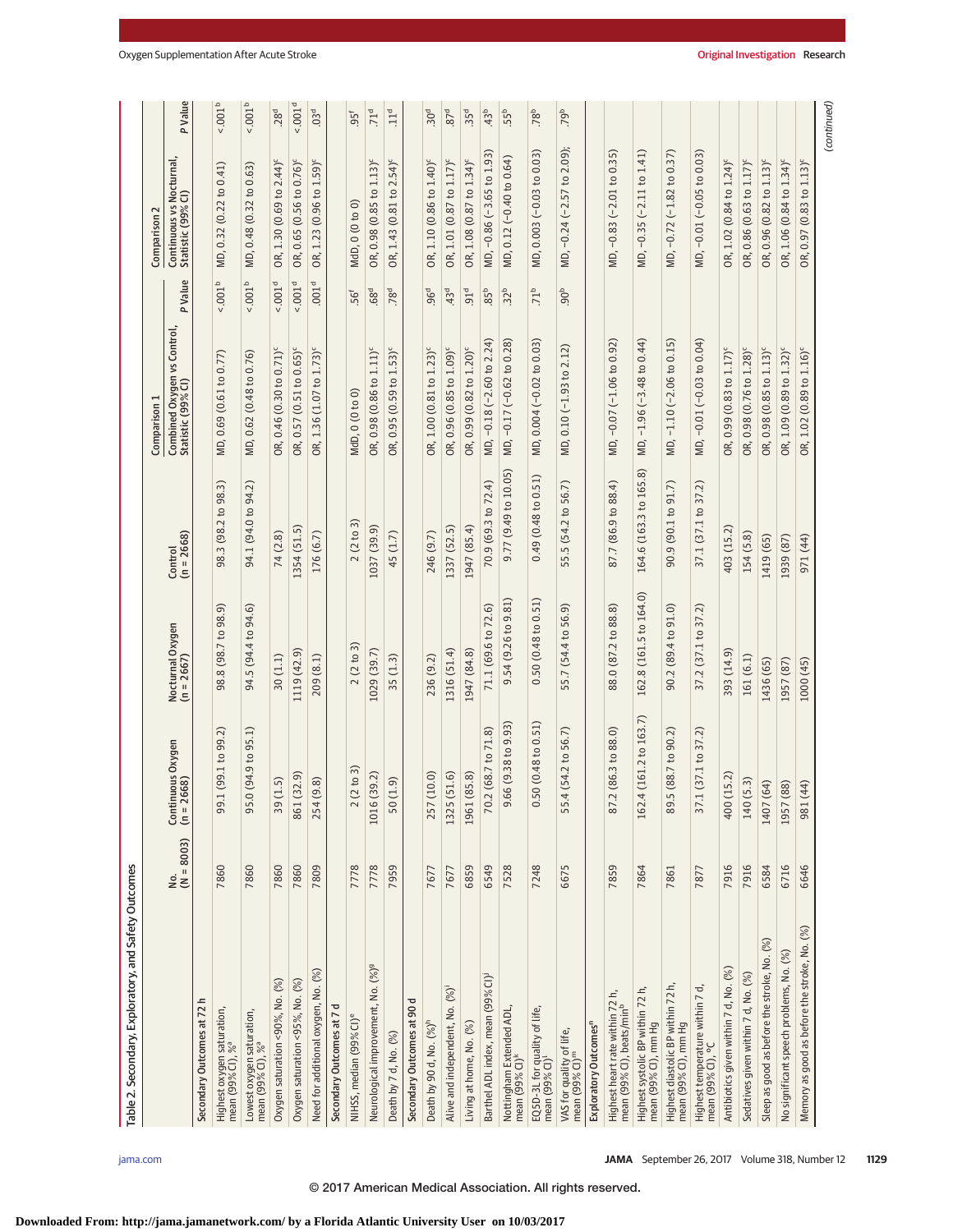Table 2. Secondary, Exploratory, and Safety Outcomes

| | No. (N = 8003) | Continuous Oxygen (n = 2668) | Nocturnal Oxygen (n = 2667) | Control (n = 2668) | Comparison 1 | | Comparison 2 | |
|---|---|---|---|---|---|---|---|---|
| | | | | | Combined Oxygen vs Control, Statistic (99% CI) | P Value | Continuous vs Nocturnal, Statistic (99% CI) | P Value |
| **Secondary Outcomes at 72 h** | | | | | | | | |
| Highest oxygen saturation, mean (99% CI), %[a] | 7860 | 99.1 (99.1 to 99.2) | 98.8 (98.7 to 98.9) | 98.3 (98.2 to 98.3) | MD, 0.69 (0.61 to 0.77) | <.001[b] | MD, 0.32 (0.22 to 0.41) | <.001[b] |
| Lowest oxygen saturation, mean (99% CI), %[a] | 7860 | 95.0 (94.9 to 95.1) | 94.5 (94.4 to 94.6) | 94.1 (94.0 to 94.2) | MD, 0.62 (0.48 to 0.76) | <.001[b] | MD, 0.48 (0.32 to 0.63) | <.001[b] |
| Oxygen saturation <90%, No. (%) | 7860 | 39 (1.5) | 30 (1.1) | 74 (2.8) | OR, 0.46 (0.30 to 0.71)[c] | <.001[d] | OR, 1.30 (0.69 to 2.44)[c] | .28[d] |
| Oxygen saturation <95%, No. (%) | 7860 | 861 (32.9) | 1119 (42.9) | 1354 (51.5) | OR, 0.57 (0.51 to 0.65)[c] | <.001[d] | OR, 0.65 (0.56 to 0.76)[c] | <.001[d] |
| Need for additional oxygen, No. (%) | 7809 | 254 (9.8) | 209 (8.1) | 176 (6.7) | OR, 1.36 (1.07 to 1.73)[c] | .001[d] | OR, 1.23 (0.96 to 1.59)[c] | .03[d] |
| **Secondary Outcomes at 7 d** | | | | | | | | |
| NIHSS, median (99% CI)[e] | 7778 | 2 (2 to 3) | 2 (2 to 3) | 2 (2 to 3) | MdD, 0 (0 to 0) | .56[f] | MdD, 0 (0 to 0) | .95[f] |
| Neurological improvement, No. (%)[g] | 7778 | 1016 (39.2) | 1029 (39.7) | 1037 (39.9) | OR, 0.98 (0.86 to 1.11)[c] | .68[d] | OR, 0.98 (0.85 to 1.13)[c] | .71[d] |
| Death by 7 d, No. (%) | 7959 | 50 (1.9) | 35 (1.3) | 45 (1.7) | OR, 0.95 (0.59 to 1.53)[c] | .78[d] | OR, 1.43 (0.81 to 2.54)[c] | .11[d] |
| **Secondary Outcomes at 90 d** | | | | | | | | |
| Death by 90 d, No. (%)[h] | 7677 | 257 (10.0) | 236 (9.2) | 246 (9.7) | OR, 1.00 (0.81 to 1.23)[c] | .96[d] | OR, 1.10 (0.86 to 1.40)[c] | .30[d] |
| Alive and independent, No. (%)[i] | 7677 | 1325 (51.6) | 1316 (51.4) | 1337 (52.5) | OR, 0.96 (0.85 to 1.09)[c] | .43[d] | OR, 1.01 (0.87 to 1.17)[c] | .87[d] |
| Living at home, No. (%) | 6859 | 1961 (85.8) | 1947 (84.8) | 1947 (85.4) | OR, 0.99 (0.82 to 1.20)[c] | .91[d] | OR, 1.08 (0.87 to 1.34)[c] | .35[d] |
| Barthel ADL index, mean (99% CI)[j] | 6549 | 70.2 (68.7 to 71.8) | 71.1 (69.6 to 72.6) | 70.9 (69.3 to 72.4) | MD, −0.18 (−2.60 to 2.24) | .85[b] | MD, −0.86 (−3.65 to 1.93) | .43[b] |
| Nottingham Extended ADL, mean (99% CI)[k] | 7528 | 9.66 (9.38 to 9.93) | 9.54 (9.26 to 9.81) | 9.77 (9.49 to 10.05) | MD, −0.17 (−0.62 to 0.28) | .32[b] | MD, 0.12 (−0.40 to 0.64) | .55[b] |
| EQ5D-3L for quality of life, mean (99% CI)[l] | 7248 | 0.50 (0.48 to 0.51) | 0.50 (0.48 to 0.51) | 0.49 (0.48 to 0.51) | MD, 0.004 (−0.02 to 0.03) | .71[b] | MD, 0.003 (−0.03 to 0.03) | .78[b] |
| VAS for quality of life, mean (99% CI)[m] | 6675 | 55.4 (54.2 to 56.7) | 55.7 (54.4 to 56.9) | 55.5 (54.2 to 56.7) | MD, 0.10 (−1.93 to 2.12) | .90[b] | MD, −0.24 (−2.57 to 2.09); | .79[b] |
| **Exploratory Outcomes[n]** | | | | | | | | |
| Highest heart rate within 72 h, mean (99% CI), beats/min[b] | 7859 | 87.2 (86.3 to 88.0) | 88.0 (87.2 to 88.8) | 87.7 (86.9 to 88.4) | MD, −0.07 (−1.06 to 0.92) | | MD, −0.83 (−2.01 to 0.35) | |
| Highest systolic BP within 72 h, mean (99% CI), mm Hg | 7864 | 162.4 (161.2 to 163.7) | 162.8 (161.5 to 164.0) | 164.6 (163.3 to 165.8) | MD, −1.96 (−3.48 to 0.44) | | MD, −0.35 (−2.11 to 1.41) | |
| Highest diastolic BP within 72 h, mean (99% CI), mm Hg | 7861 | 89.5 (88.7 to 90.2) | 90.2 (89.4 to 91.0) | 90.9 (90.1 to 91.7) | MD, −1.10 (−2.06 to 0.15) | | MD, −0.72 (−1.82 to 0.37) | |
| Highest temperature within 7 d, mean (99% CI), °C | 7877 | 37.1 (37.1 to 37.2) | 37.2 (37.1 to 37.2) | 37.1 (37.1 to 37.2) | MD, −0.01 (−0.03 to 0.04) | | MD, −0.01 (−0.05 to 0.03) | |
| Antibiotics given within 7 d, No. (%) | 7916 | 400 (15.2) | 393 (14.9) | 403 (15.2) | OR, 0.99 (0.83 to 1.17)[c] | | OR, 1.02 (0.84 to 1.24)[c] | |
| Sedatives given within 7 d, No. (%) | 7916 | 140 (5.3) | 161 (6.1) | 154 (5.8) | OR, 0.98 (0.76 to 1.28)[c] | | OR, 0.86 (0.63 to 1.17)[c] | |
| Sleep as good as before the stroke, No. (%) | 6584 | 1407 (64) | 1436 (65) | 1419 (65) | OR, 0.98 (0.85 to 1.13)[c] | | OR, 0.96 (0.82 to 1.13)[c] | |
| No significant speech problems, No. (%) | 6716 | 1957 (88) | 1957 (87) | 1939 (87) | OR, 1.09 (0.89 to 1.32)[c] | | OR, 1.06 (0.84 to 1.34)[c] | |
| Memory as good as before the stroke, No. (%) | 6646 | 981 (44) | 1000 (45) | 971 (44) | OR, 1.02 (0.89 to 1.16)[c] | | OR, 0.97 (0.83 to 1.13)[c] | |

(continued)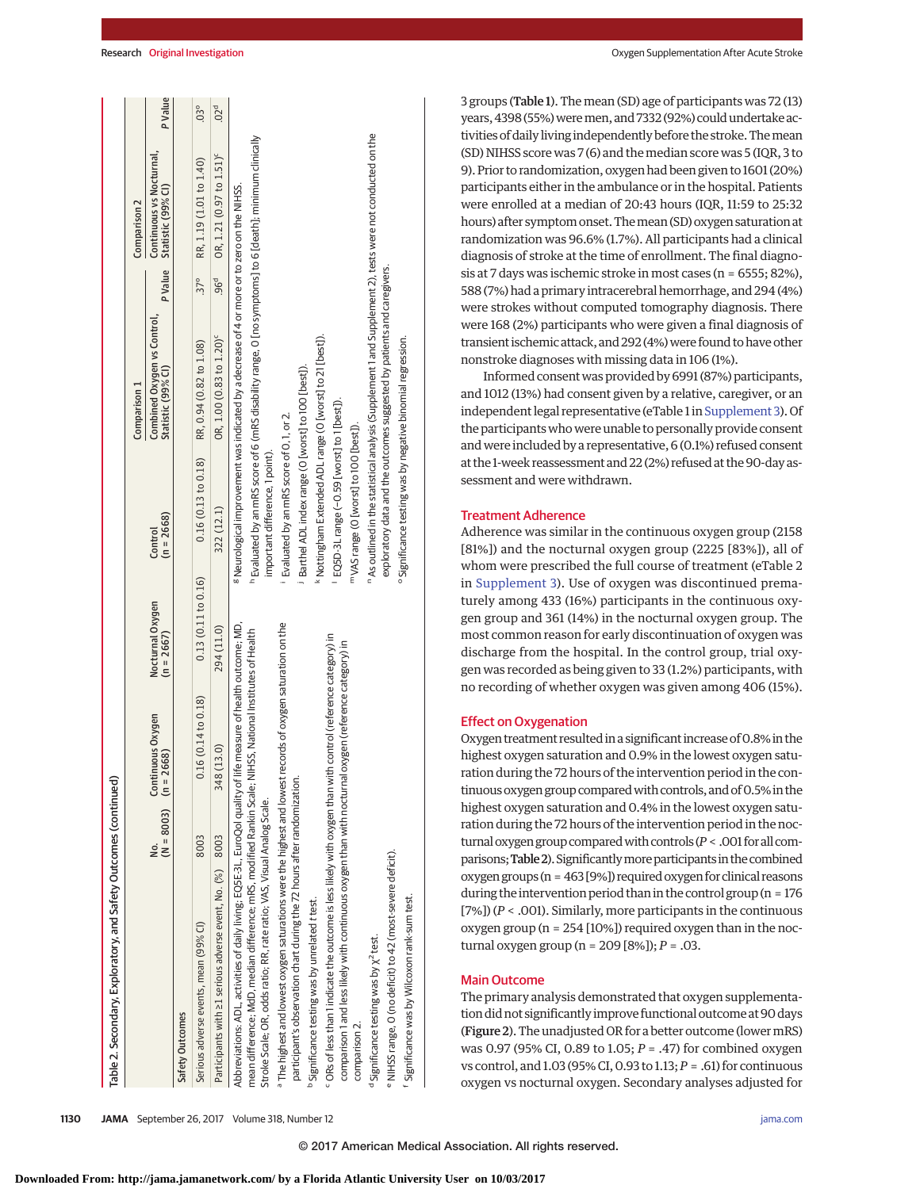Table 2. Secondary, Exploratory, and Safety Outcomes (continued)

| | No. (N = 8003) | Continuous Oxygen (n = 2668) | Nocturnal Oxygen (n = 2667) | Control (n = 2668) | Comparison 1 Combined Oxygen vs Control, Statistic (99% CI) | P Value | Comparison 2 Continuous vs Nocturnal, Statistic (99% CI) | P Value |
|---|---|---|---|---|---|---|---|---|
| **Safety Outcomes** | | | | | | | | |
| Serious adverse events, mean (99% CI) | 8003 | 0.16 (0.14 to 0.18) | 0.13 (0.11 to 0.16) | 0.16 (0.13 to 0.18) | RR, 0.94 (0.82 to 1.08) | .37[o] | RR, 1.19 (1.01 to 1.40) | .03[o] |
| Participants with ≥1 serious adverse event, No. (%) | 8003 | 348 (13.0) | 294 (11.0) | 322 (12.1) | OR, 1.00 (0.83 to 1.20)[c] | .96[d] | OR, 1.21 (0.97 to 1.51)[c] | .02[d] |

Abbreviations: ADL, activities of daily living; EQ5D-3L, EuroQol quality of life measure of health outcome; MD, mean difference; MdD, median difference; mRS, modified Rankin Scale; NIHSS, National Institutes of Health Stroke Scale; OR, odds ratio; RR, rate ratio; VAS, Visual Analog Scale.

[a] The highest and lowest oxygen saturations were the highest and lowest records of oxygen saturation on the participant's observation chart during the 72 hours after randomization.

[b] Significance testing was by unrelated t test.

[c] ORs of less than 1 indicate the outcome is less likely with oxygen than with control (reference category) in comparison 1 and less likely with continuous oxygen than with nocturnal oxygen (reference category) in comparison 2.

[d] Significance testing was by $\chi^2$ test.

[e] NIHSS range, 0 (no deficit) to 42 (most-severe deficit).

[f] Significance testing was by Wilcoxon rank-sum test.

[g] Neurological improvement was indicated by a decrease of 4 or more or to zero on the NIHSS.

[h] Evaluated by an mRS score of 6 (mRS disability range, 0 [no symptoms] to 6 [death]; minimum clinically important difference, 1 point).

[i] Evaluated by an mRS score of 0, 1, or 2.

[j] Barthel ADL index range (0 [worst] to 100 [best]).

[k] Nottingham Extended ADL range (0 [worst] to 21 [best]).

[l] EQ5D-3L range (−0.59 [worst] to 1 [best]).

[m] VAS range (0 [worst] to 100 [best]).

[n] As outlined in the statistical analysis (Supplement 1 and Supplement 2), tests were not conducted on the exploratory data and the outcomes suggested by patients and caregivers.

[o] Significance testing was by negative binomial regression.

3 groups (Table 1). The mean (SD) age of participants was 72 (13) years, 4398 (55%) were men, and 7332 (92%) could undertake activities of daily living independently before the stroke. The mean (SD) NIHSS score was 7 (6) and the median score was 5 (IQR, 3 to 9). Prior to randomization, oxygen had been given to 1601 (20%) participants either in the ambulance or in the hospital. Patients were enrolled at a median of 20:43 hours (IQR, 11:59 to 25:32 hours) after symptom onset. The mean (SD) oxygen saturation at randomization was 96.6% (1.7%). All participants had a clinical diagnosis of stroke at the time of enrollment. The final diagnosis at 7 days was ischemic stroke in most cases (n = 6555; 82%), 588 (7%) had a primary intracerebral hemorrhage, and 294 (4%) were strokes without computed tomography diagnosis. There were 168 (2%) participants who were given a final diagnosis of transient ischemic attack, and 292 (4%) were found to have other nonstroke diagnoses with missing data in 106 (1%).

Informed consent was provided by 6991 (87%) participants, and 1012 (13%) had consent given by a relative, caregiver, or an independent legal representative (eTable 1 in Supplement 3). Of the participants who were unable to personally provide consent and were included by a representative, 6 (0.1%) refused consent at the 1-week reassessment and 22 (2%) refused at the 90-day assessment and were withdrawn.

## Treatment Adherence

Adherence was similar in the continuous oxygen group (2158 [81%]) and the nocturnal oxygen group (2225 [83%]), all of whom were prescribed the full course of treatment (eTable 2 in Supplement 3). Use of oxygen was discontinued prematurely among 433 (16%) participants in the continuous oxygen group and 361 (14%) in the nocturnal oxygen group. The most common reason for early discontinuation of oxygen was discharge from the hospital. In the control group, trial oxygen was recorded as being given to 33 (1.2%) participants, with no recording of whether oxygen was given among 406 (15%).

## Effect on Oxygenation

Oxygen treatment resulted in a significant increase of 0.8% in the highest oxygen saturation and 0.9% in the lowest oxygen saturation during the 72 hours of the intervention period in the continuous oxygen group compared with controls, and of 0.5% in the highest oxygen saturation and 0.4% in the lowest oxygen saturation during the 72 hours of the intervention period in the nocturnal oxygen group compared with controls ($P < .001$ for all comparisons; Table 2). Significantly more participants in the combined oxygen groups (n = 463 [9%]) required oxygen for clinical reasons during the intervention period than in the control group (n = 176 [7%]) ($P < .001$). Similarly, more participants in the continuous oxygen group (n = 254 [10%]) required oxygen than in the nocturnal oxygen group (n = 209 [8%]); $P = .03$.

## Main Outcome

The primary analysis demonstrated that oxygen supplementation did not significantly improve functional outcome at 90 days (Figure 2). The unadjusted OR for a better outcome (lower mRS) was 0.97 (95% CI, 0.89 to 1.05; $P = .47$) for combined oxygen vs control, and 1.03 (95% CI, 0.93 to 1.13; $P = .61$) for continuous oxygen vs nocturnal oxygen. Secondary analyses adjusted for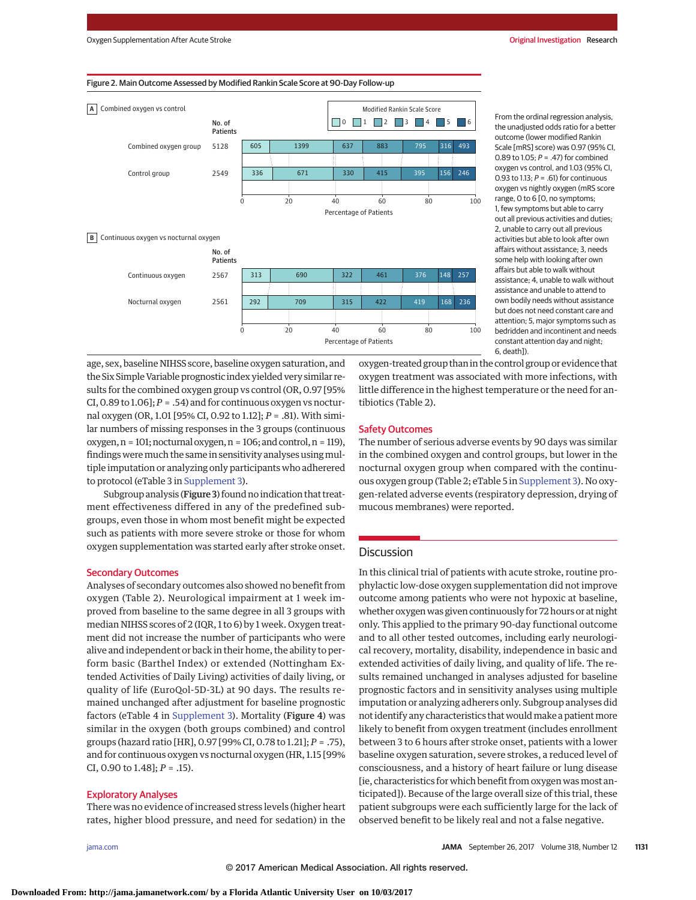Figure 2. Main Outcome Assessed by Modified Rankin Scale Score at 90-Day Follow-up

**A** Combined oxygen vs control

| | No. of Patients | mRS 0 | mRS 1 | mRS 2 | mRS 3 | mRS 4 | mRS 5 | mRS 6 |
|---|---|---|---|---|---|---|---|---|
| Combined oxygen group | 5128 | 605 | 1399 | 637 | 883 | 795 | 316 | 493 |
| Control group | 2549 | 336 | 671 | 330 | 415 | 395 | 156 | 246 |

**B** Continuous oxygen vs nocturnal oxygen

| | No. of Patients | mRS 0 | mRS 1 | mRS 2 | mRS 3 | mRS 4 | mRS 5 | mRS 6 |
|---|---|---|---|---|---|---|---|---|
| Continuous oxygen | 2567 | 313 | 690 | 322 | 461 | 376 | 148 | 257 |
| Nocturnal oxygen | 2561 | 292 | 709 | 315 | 422 | 419 | 168 | 236 |

Percentage of Patients (0 to 100)

From the ordinal regression analysis, the unadjusted odds ratio for a better outcome (lower modified Rankin Scale [mRS] score) was 0.97 (95% CI, 0.89 to 1.05; *P* = .47) for combined oxygen vs control, and 1.03 (95% CI, 0.93 to 1.13; *P* = .61) for continuous oxygen vs nightly oxygen (mRS score range, 0 to 6 [0, no symptoms; 1, few symptoms but able to carry out all previous activities and duties; 2, unable to carry out all previous activities but able to look after own affairs without assistance; 3, needs some help with looking after own affairs but able to walk without assistance; 4, unable to walk without assistance and unable to attend to own bodily needs without assistance but does not need constant care and attention; 5, major symptoms such as bedridden and incontinent and needs constant attention day and night; 6, death]).

age, sex, baseline NIHSS score, baseline oxygen saturation, and the Six Simple Variable prognostic index yielded very similar results for the combined oxygen group vs control (OR, 0.97 [95% CI, 0.89 to 1.06]; *P* = .54) and for continuous oxygen vs nocturnal oxygen (OR, 1.01 [95% CI, 0.92 to 1.12]; *P* = .81). With similar numbers of missing responses in the 3 groups (continuous oxygen, n = 101; nocturnal oxygen, n = 106; and control, n = 119), findings were much the same in sensitivity analyses using multiple imputation or analyzing only participants who adhered to protocol (eTable 3 in Supplement 3).

Subgroup analysis (**Figure 3**) found no indication that treatment effectiveness differed in any of the predefined subgroups, even those in whom most benefit might be expected such as patients with more severe stroke or those for whom oxygen supplementation was started early after stroke onset.

## Secondary Outcomes

Analyses of secondary outcomes also showed no benefit from oxygen (Table 2). Neurological impairment at 1 week improved from baseline to the same degree in all 3 groups with median NIHSS scores of 2 (IQR, 1 to 6) by 1 week. Oxygen treatment did not increase the number of participants who were alive and independent or back in their home, the ability to perform basic (Barthel Index) or extended (Nottingham Extended Activities of Daily Living) activities of daily living, or quality of life (EuroQol-5D-3L) at 90 days. The results remained unchanged after adjustment for baseline prognostic factors (eTable 4 in Supplement 3). Mortality (**Figure 4**) was similar in the oxygen (both groups combined) and control groups (hazard ratio [HR], 0.97 [99% CI, 0.78 to 1.21]; *P* = .75), and for continuous oxygen vs nocturnal oxygen (HR, 1.15 [99% CI, 0.90 to 1.48]; *P* = .15).

## Exploratory Analyses

There was no evidence of increased stress levels (higher heart rates, higher blood pressure, and need for sedation) in the oxygen-treated group than in the control group or evidence that oxygen treatment was associated with more infections, with little difference in the highest temperature or the need for antibiotics (Table 2).

## Safety Outcomes

The number of serious adverse events by 90 days was similar in the combined oxygen and control groups, but lower in the nocturnal oxygen group when compared with the continuous oxygen group (Table 2; eTable 5 in Supplement 3). No oxygen-related adverse events (respiratory depression, drying of mucous membranes) were reported.

# Discussion

In this clinical trial of patients with acute stroke, routine prophylactic low-dose oxygen supplementation did not improve outcome among patients who were not hypoxic at baseline, whether oxygen was given continuously for 72 hours or at night only. This applied to the primary 90-day functional outcome and to all other tested outcomes, including early neurological recovery, mortality, disability, independence in basic and extended activities of daily living, and quality of life. The results remained unchanged in analyses adjusted for baseline prognostic factors and in sensitivity analyses using multiple imputation or analyzing adherers only. Subgroup analyses did not identify any characteristics that would make a patient more likely to benefit from oxygen treatment (includes enrollment between 3 to 6 hours after stroke onset, patients with a lower baseline oxygen saturation, severe strokes, a reduced level of consciousness, and a history of heart failure or lung disease [ie, characteristics for which benefit from oxygen was most anticipated]). Because of the large overall size of this trial, these patient subgroups were each sufficiently large for the lack of observed benefit to be likely real and not a false negative.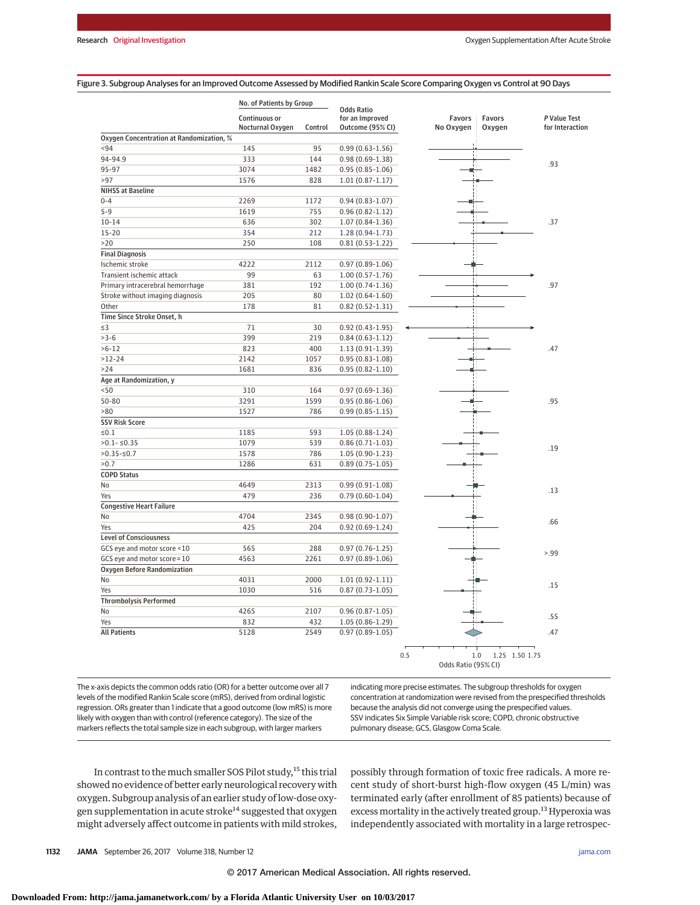Figure 3. Subgroup Analyses for an Improved Outcome Assessed by Modified Rankin Scale Score Comparing Oxygen vs Control at 90 Days

| | No. of Patients by Group | | | |
|---|---|---|---|---|
| | Continuous or Nocturnal Oxygen | Control | Odds Ratio for an Improved Outcome (95% CI) | P Value Test for Interaction |
| **Oxygen Concentration at Randomization, %** | | | | |
| <94 | 145 | 95 | 0.99 (0.63-1.56) | .93 |
| 94-94.9 | 333 | 144 | 0.98 (0.69-1.38) | |
| 95-97 | 3074 | 1482 | 0.95 (0.85-1.06) | |
| >97 | 1576 | 828 | 1.01 (0.87-1.17) | |
| **NIHSS at Baseline** | | | | |
| 0-4 | 2269 | 1172 | 0.94 (0.83-1.07) | .37 |
| 5-9 | 1619 | 755 | 0.96 (0.82-1.12) | |
| 10-14 | 636 | 302 | 1.07 (0.84-1.36) | |
| 15-20 | 354 | 212 | 1.28 (0.94-1.73) | |
| >20 | 250 | 108 | 0.81 (0.53-1.22) | |
| **Final Diagnosis** | | | | |
| Ischemic stroke | 4222 | 2112 | 0.97 (0.89-1.06) | .97 |
| Transient ischemic attack | 99 | 63 | 1.00 (0.57-1.76) | |
| Primary intracerebral hemorrhage | 381 | 192 | 1.00 (0.74-1.36) | |
| Stroke without imaging diagnosis | 205 | 80 | 1.02 (0.64-1.60) | |
| Other | 178 | 81 | 0.82 (0.52-1.31) | |
| **Time Since Stroke Onset, h** | | | | |
| ≤3 | 71 | 30 | 0.92 (0.43-1.95) | .47 |
| >3-6 | 399 | 219 | 0.84 (0.63-1.12) | |
| >6-12 | 823 | 400 | 1.13 (0.91-1.39) | |
| >12-24 | 2142 | 1057 | 0.95 (0.83-1.08) | |
| >24 | 1681 | 836 | 0.95 (0.82-1.10) | |
| **Age at Randomization, y** | | | | |
| <50 | 310 | 164 | 0.97 (0.69-1.36) | .95 |
| 50-80 | 3291 | 1599 | 0.95 (0.86-1.06) | |
| >80 | 1527 | 786 | 0.99 (0.85-1.15) | |
| **SSV Risk Score** | | | | |
| ≤0.1 | 1185 | 593 | 1.05 (0.88-1.24) | .19 |
| >0.1- ≤0.35 | 1079 | 539 | 0.86 (0.71-1.03) | |
| >0.35-≤0.7 | 1578 | 786 | 1.05 (0.90-1.23) | |
| >0.7 | 1286 | 631 | 0.89 (0.75-1.05) | |
| **COPD Status** | | | | |
| No | 4649 | 2313 | 0.99 (0.91-1.08) | .13 |
| Yes | 479 | 236 | 0.79 (0.60-1.04) | |
| **Congestive Heart Failure** | | | | |
| No | 4704 | 2345 | 0.98 (0.90-1.07) | .66 |
| Yes | 425 | 204 | 0.92 (0.69-1.24) | |
| **Level of Consciousness** | | | | |
| GCS eye and motor score <10 | 565 | 288 | 0.97 (0.76-1.25) | >.99 |
| GCS eye and motor score = 10 | 4563 | 2261 | 0.97 (0.89-1.06) | |
| **Oxygen Before Randomization** | | | | |
| No | 4031 | 2000 | 1.01 (0.92-1.11) | .15 |
| Yes | 1030 | 516 | 0.87 (0.73-1.05) | |
| **Thrombolysis Performed** | | | | |
| No | 4265 | 2107 | 0.96 (0.87-1.05) | .55 |
| Yes | 832 | 432 | 1.05 (0.86-1.29) | |
| **All Patients** | 5128 | 2549 | 0.97 (0.89-1.05) | .47 |

The x-axis depicts the common odds ratio (OR) for a better outcome over all 7 levels of the modified Rankin Scale score (mRS), derived from ordinal logistic regression. ORs greater than 1 indicate that a good outcome (low mRS) is more likely with oxygen than with control (reference category). The size of the markers reflects the total sample size in each subgroup, with larger markers indicating more precise estimates. The subgroup thresholds for oxygen concentration at randomization were revised from the prespecified thresholds because the analysis did not converge using the prespecified values. SSV indicates Six Simple Variable risk score; COPD, chronic obstructive pulmonary disease; GCS, Glasgow Coma Scale.

In contrast to the much smaller SOS Pilot study,[15] this trial showed no evidence of better early neurological recovery with oxygen. Subgroup analysis of an earlier study of low-dose oxygen supplementation in acute stroke[14] suggested that oxygen might adversely affect outcome in patients with mild strokes, possibly through formation of toxic free radicals. A more recent study of short-burst high-flow oxygen (45 L/min) was terminated early (after enrollment of 85 patients) because of excess mortality in the actively treated group.[13] Hyperoxia was independently associated with mortality in a large retrospec-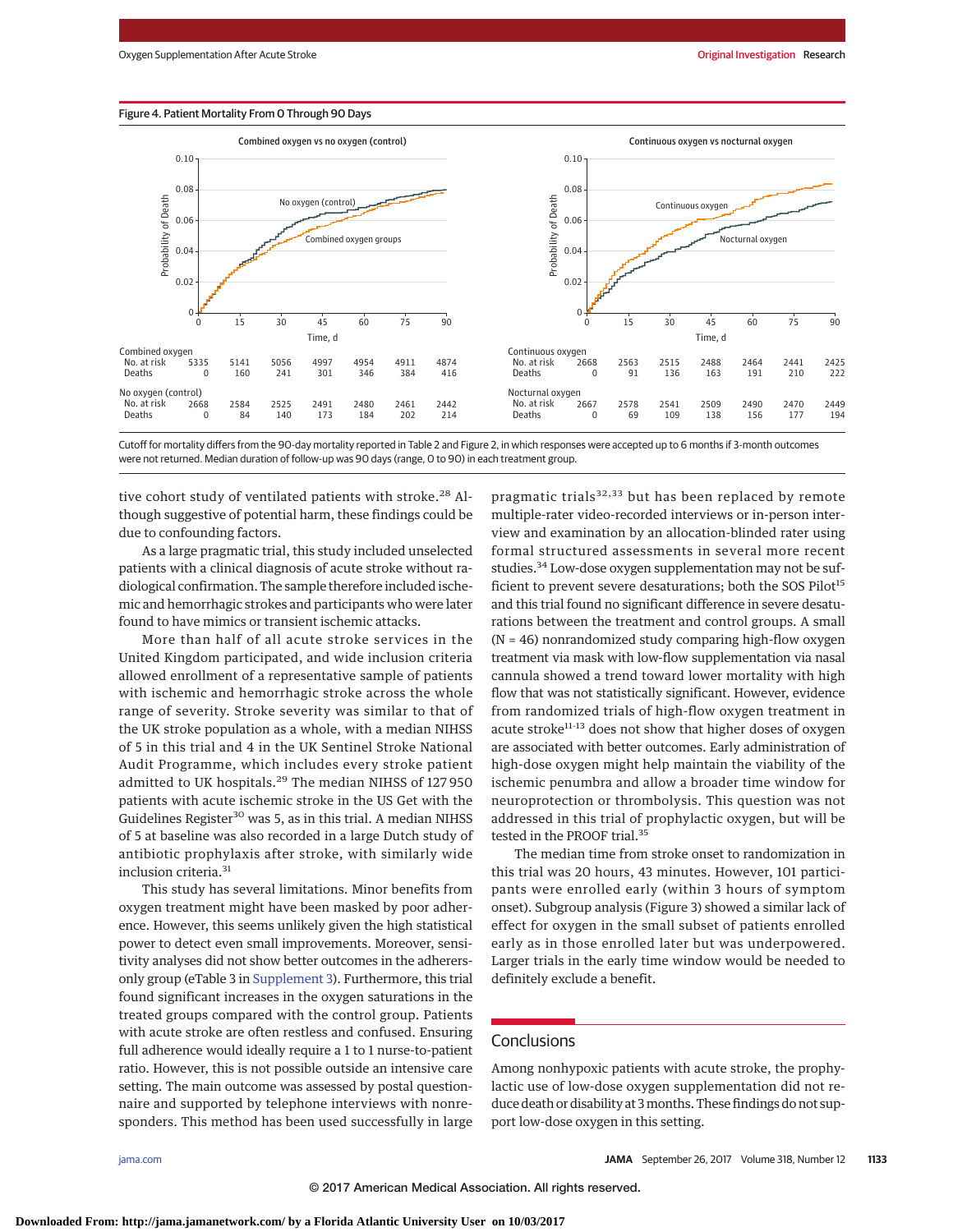Figure 4. Patient Mortality From 0 Through 90 Days

Combined oxygen vs no oxygen (control)

| | 0 | 15 | 30 | 45 | 60 | 75 | 90 |
|---|---|---|---|---|---|---|---|
| **Combined oxygen** | | | | | | | |
| No. at risk | 5335 | 5141 | 5056 | 4997 | 4954 | 4911 | 4874 |
| Deaths | 0 | 160 | 241 | 301 | 346 | 384 | 416 |
| **No oxygen (control)** | | | | | | | |
| No. at risk | 2668 | 2584 | 2525 | 2491 | 2480 | 2461 | 2442 |
| Deaths | 0 | 84 | 140 | 173 | 184 | 202 | 214 |

Continuous oxygen vs nocturnal oxygen

| | 0 | 15 | 30 | 45 | 60 | 75 | 90 |
|---|---|---|---|---|---|---|---|
| **Continuous oxygen** | | | | | | | |
| No. at risk | 2668 | 2563 | 2515 | 2488 | 2464 | 2441 | 2425 |
| Deaths | 0 | 91 | 136 | 163 | 191 | 210 | 222 |
| **Nocturnal oxygen** | | | | | | | |
| No. at risk | 2667 | 2578 | 2541 | 2509 | 2490 | 2470 | 2449 |
| Deaths | 0 | 69 | 109 | 138 | 156 | 177 | 194 |

Cutoff for mortality differs from the 90-day mortality reported in Table 2 and Figure 2, in which responses were accepted up to 6 months if 3-month outcomes were not returned. Median duration of follow-up was 90 days (range, 0 to 90) in each treatment group.

tive cohort study of ventilated patients with stroke.[28] Although suggestive of potential harm, these findings could be due to confounding factors.

As a large pragmatic trial, this study included unselected patients with a clinical diagnosis of acute stroke without radiological confirmation. The sample therefore included ischemic and hemorrhagic strokes and participants who were later found to have mimics or transient ischemic attacks.

More than half of all acute stroke services in the United Kingdom participated, and wide inclusion criteria allowed enrollment of a representative sample of patients with ischemic and hemorrhagic stroke across the whole range of severity. Stroke severity was similar to that of the UK stroke population as a whole, with a median NIHSS of 5 in this trial and 4 in the UK Sentinel Stroke National Audit Programme, which includes every stroke patient admitted to UK hospitals.[29] The median NIHSS of 127 950 patients with acute ischemic stroke in the US Get with the Guidelines Register[30] was 5, as in this trial. A median NIHSS of 5 at baseline was also recorded in a large Dutch study of antibiotic prophylaxis after stroke, with similarly wide inclusion criteria.[31]

This study has several limitations. Minor benefits from oxygen treatment might have been masked by poor adherence. However, this seems unlikely given the high statistical power to detect even small improvements. Moreover, sensitivity analyses did not show better outcomes in the adherers-only group (eTable 3 in Supplement 3). Furthermore, this trial found significant increases in the oxygen saturations in the treated groups compared with the control group. Patients with acute stroke are often restless and confused. Ensuring full adherence would ideally require a 1 to 1 nurse-to-patient ratio. However, this is not possible outside an intensive care setting. The main outcome was assessed by postal questionnaire and supported by telephone interviews with nonresponders. This method has been used successfully in large pragmatic trials[32,33] but has been replaced by remote multiple-rater video-recorded interviews or in-person interview and examination by an allocation-blinded rater using formal structured assessments in several more recent studies.[34] Low-dose oxygen supplementation may not be sufficient to prevent severe desaturations; both the SOS Pilot[15] and this trial found no significant difference in severe desaturations between the treatment and control groups. A small (N = 46) nonrandomized study comparing high-flow oxygen treatment via mask with low-flow supplementation via nasal cannula showed a trend toward lower mortality with high flow that was not statistically significant. However, evidence from randomized trials of high-flow oxygen treatment in acute stroke[11-13] does not show that higher doses of oxygen are associated with better outcomes. Early administration of high-dose oxygen might help maintain the viability of the ischemic penumbra and allow a broader time window for neuroprotection or thrombolysis. This question was not addressed in this trial of prophylactic oxygen, but will be tested in the PROOF trial.[35]

The median time from stroke onset to randomization in this trial was 20 hours, 43 minutes. However, 101 participants were enrolled early (within 3 hours of symptom onset). Subgroup analysis (Figure 3) showed a similar lack of effect for oxygen in the small subset of patients enrolled early as in those enrolled later but was underpowered. Larger trials in the early time window would be needed to definitely exclude a benefit.

## Conclusions

Among nonhypoxic patients with acute stroke, the prophylactic use of low-dose oxygen supplementation did not reduce death or disability at 3 months. These findings do not support low-dose oxygen in this setting.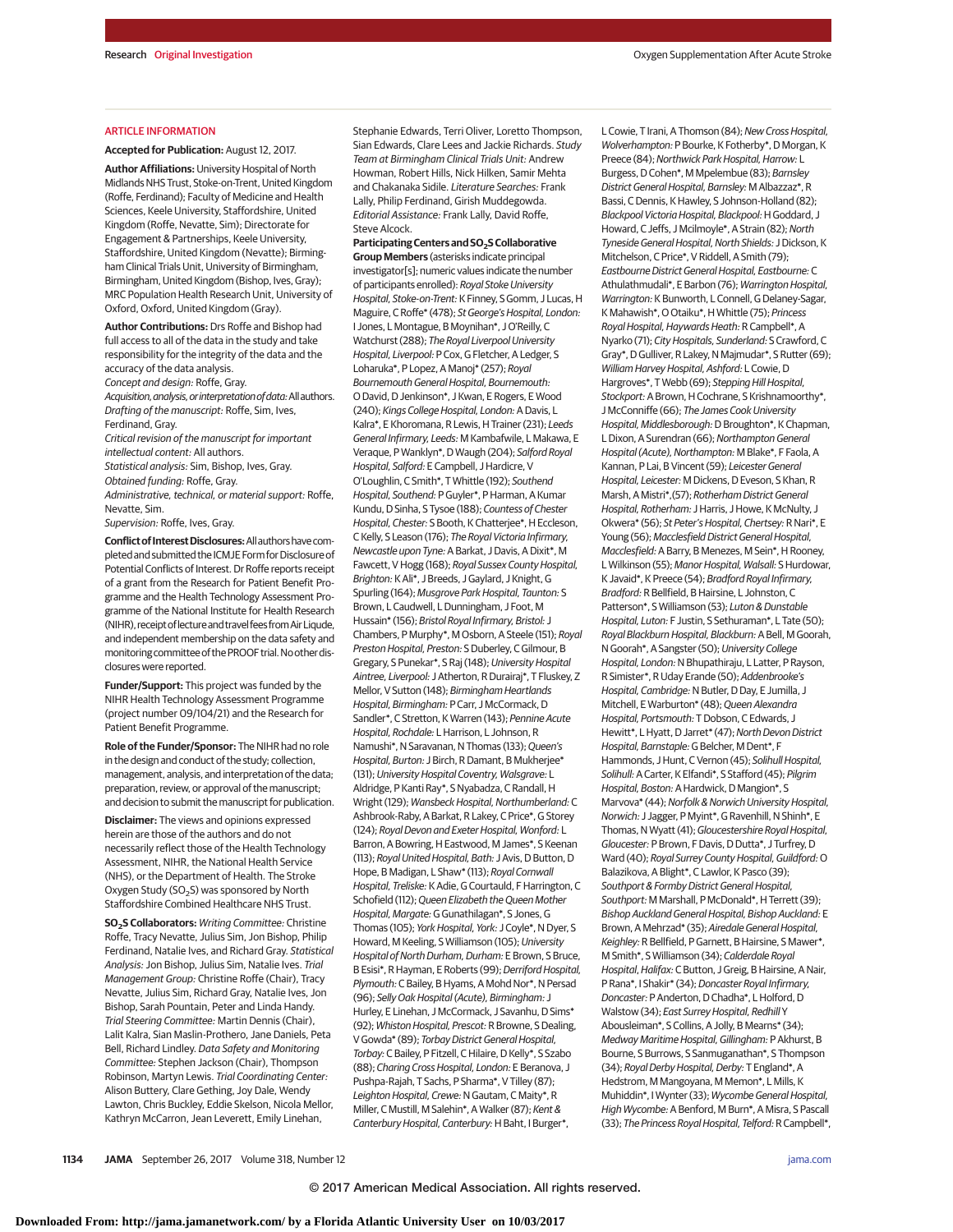## ARTICLE INFORMATION

**Accepted for Publication:** August 12, 2017.

**Author Affiliations:** University Hospital of North Midlands NHS Trust, Stoke-on-Trent, United Kingdom (Roffe, Ferdinand); Faculty of Medicine and Health Sciences, Keele University, Staffordshire, United Kingdom (Roffe, Nevatte, Sim); Directorate for Engagement & Partnerships, Keele University, Staffordshire, United Kingdom (Nevatte); Birmingham Clinical Trials Unit, University of Birmingham, Birmingham, United Kingdom (Bishop, Ives, Gray); MRC Population Health Research Unit, University of Oxford, Oxford, United Kingdom (Gray).

**Author Contributions:** Drs Roffe and Bishop had full access to all of the data in the study and take responsibility for the integrity of the data and the accuracy of the data analysis.
*Concept and design:* Roffe, Gray.
*Acquisition, analysis, or interpretation of data:* All authors.
*Drafting of the manuscript:* Roffe, Sim, Ives, Ferdinand, Gray.
*Critical revision of the manuscript for important intellectual content:* All authors.
*Statistical analysis:* Sim, Bishop, Ives, Gray.
*Obtained funding:* Roffe, Gray.
*Administrative, technical, or material support:* Roffe, Nevatte, Sim.
*Supervision:* Roffe, Ives, Gray.

**Conflict of Interest Disclosures:** All authors have completed and submitted the ICMJE Form for Disclosure of Potential Conflicts of Interest. Dr Roffe reports receipt of a grant from the Research for Patient Benefit Programme and the Health Technology Assessment Programme of the National Institute for Health Research (NIHR), receipt of lecture and travel fees from Air Liquide, and independent membership on the data safety and monitoring committee of the PROOF trial. No other disclosures were reported.

**Funder/Support:** This project was funded by the NIHR Health Technology Assessment Programme (project number 09/104/21) and the Research for Patient Benefit Programme.

**Role of the Funder/Sponsor:** The NIHR had no role in the design and conduct of the study; collection, management, analysis, and interpretation of the data; preparation, review, or approval of the manuscript; and decision to submit the manuscript for publication.

**Disclaimer:** The views and opinions expressed herein are those of the authors and do not necessarily reflect those of the Health Technology Assessment, NIHR, the National Health Service (NHS), or the Department of Health. The Stroke Oxygen Study ($SO_2S$) was sponsored by North Staffordshire Combined Healthcare NHS Trust.

**$SO_2S$ Collaborators:** *Writing Committee:* Christine Roffe, Tracy Nevatte, Julius Sim, Jon Bishop, Philip Ferdinand, Natalie Ives, and Richard Gray. *Statistical Analysis:* Jon Bishop, Julius Sim, Natalie Ives. *Trial Management Group:* Christine Roffe (Chair), Tracy Nevatte, Julius Sim, Richard Gray, Natalie Ives, Jon Bishop, Sarah Pountain, Peter and Linda Handy. *Trial Steering Committee:* Martin Dennis (Chair), Lalit Kalra, Sian Maslin-Prothero, Jane Daniels, Peta Bell, Richard Lindley. *Data Safety and Monitoring Committee:* Stephen Jackson (Chair), Thompson Robinson, Martyn Lewis. *Trial Coordinating Center:* Alison Buttery, Clare Gething, Joy Dale, Wendy Lawton, Chris Buckley, Eddie Skelson, Nicola Mellor, Kathryn McCarron, Jean Leverett, Emily Linehan, Stephanie Edwards, Terri Oliver, Loretto Thompson, Sian Edwards, Clare Lees and Jackie Richards. *Study Team at Birmingham Clinical Trials Unit:* Andrew Howman, Robert Hills, Nick Hilken, Samir Mehta and Chakanaka Sidile. *Literature Searches:* Frank Lally, Philip Ferdinand, Girish Muddegowda. *Editorial Assistance:* Frank Lally, David Roffe, Steve Alcock.

**Participating Centers and $SO_2S$ Collaborative Group Members** (asterisks indicate principal investigator[s]; numeric values indicate the number of participants enrolled): *Royal Stoke University Hospital, Stoke-on-Trent:* K Finney, S Gomm, J Lucas, H Maguire, C Roffe* (478); *St George's Hospital, London:* I Jones, L Montague, B Moynihan*, J O'Reilly, C Watchurst (288); *The Royal Liverpool University Hospital, Liverpool:* P Cox, G Fletcher, A Ledger, S Loharuka*, P Lopez, A Manoj* (257); *Royal Bournemouth General Hospital, Bournemouth:* O David, D Jenkinson*, J Kwan, E Rogers, E Wood (240); *Kings College Hospital, London:* A Davis, L Kalra*, E Khoromana, R Lewis, H Trainer (231); *Leeds General Infirmary, Leeds:* M Kambafwile, L Makawa, E Veraque, P Wanklyn*, D Waugh (204); *Salford Royal Hospital, Salford:* E Campbell, J Hardicre, V O'Loughlin, C Smith*, T Whittle (192); *Southend Hospital, Southend:* P Guyler*, P Harman, A Kumar Kundu, D Sinha, S Tysoe (188); *Countess of Chester Hospital, Chester:* S Booth, K Chatterjee*, H Eccleson, C Kelly, S Leason (176); *The Royal Victoria Infirmary, Newcastle upon Tyne:* A Barkat, J Davis, A Dixit*, M Fawcett, V Hogg (168); *Royal Sussex County Hospital, Brighton:* K Ali*, J Breeds, J Gaylard, J Knight, G Spurling (164); *Musgrove Park Hospital, Taunton:* S Brown, L Caudwell, L Dunningham, J Foot, M Hussain* (156); *Bristol Royal Infirmary, Bristol:* J Chambers, P Murphy*, M Osborn, A Steele (151); *Royal Preston Hospital, Preston:* S Duberley, C Gilmour, B Gregary, S Punekar*, S Raj (148); *University Hospital Aintree, Liverpool:* J Atherton, R Durairaj*, T Fluskey, Z Mellor, V Sutton (148); *Birmingham Heartlands Hospital, Birmingham:* P Carr, J McCormack, D Sandler*, C Stretton, K Warren (143); *Pennine Acute Hospital, Rochdale:* L Harrison, L Johnson, R Namushi*, N Saravanan, N Thomas (133); *Queen's Hospital, Burton:* J Birch, R Damant, B Mukherjee* (131); *University Hospital Coventry, Walsgrave:* L Aldridge, P Kanti Ray*, S Nyabadza, C Randall, H Wright (129); *Wansbeck Hospital, Northumberland:* C Ashbrook-Raby, A Barkat, R Lakey, C Price*, G Storey (124); *Royal Devon and Exeter Hospital, Wonford:* L Barron, A Bowring, H Eastwood, M James*, S Keenan (113); *Royal United Hospital, Bath:* J Avis, D Button, D Hope, B Madigan, L Shaw* (113); *Royal Cornwall Hospital, Treliske:* K Adie, G Courtauld, F Harrington, C Schofield (112); *Queen Elizabeth the Queen Mother Hospital, Margate:* G Gunathilagan*, S Jones, G Thomas (105); *York Hospital, York:* J Coyle*, N Dyer, S Howard, M Keeling, S Williamson (105); *University Hospital of North Durham, Durham:* E Brown, S Bruce, B Esisi*, R Hayman, E Roberts (99); *Derriford Hospital, Plymouth:* C Bailey, B Hyams, A Mohd Nor*, N Persad (96); *Selly Oak Hospital (Acute), Birmingham:* J Hurley, E Linehan, J McCormack, J Savanhu, D Sims* (92); *Whiston Hospital, Prescot:* R Browne, S Dealing, V Gowda* (89); *Torbay District General Hospital, Torbay:* C Bailey, P Fitzell, C Hilaire, D Kelly*, S Szabo (88); *Charing Cross Hospital, London:* E Beranova, J Pushpa-Rajah, T Sachs, P Sharma*, V Tilley (87); *Leighton Hospital, Crewe:* N Gautam, C Maity*, R Miller, C Mustill, M Salehin*, A Walker (87); *Kent & Canterbury Hospital, Canterbury:* H Baht, I Burger*, L Cowie, T Irani, A Thomson (84); *New Cross Hospital, Wolverhampton:* P Bourke, K Fotherby*, D Morgan, K Preece (84); *Northwick Park Hospital, Harrow:* L Burgess, D Cohen*, M Mpelembue (83); *Barnsley District General Hospital, Barnsley:* M Albazzaz*, R Bassi, C Dennis, K Hawley, S Johnson-Holland (82); *Blackpool Victoria Hospital, Blackpool:* H Goddard, J Howard, C Jeffs, J Mcilmoyle*, A Strain (82); *North Tyneside General Hospital, North Shields:* J Dickson, K Mitchelson, C Price*, V Riddell, A Smith (79); *Eastbourne District General Hospital, Eastbourne:* C Athulathmudali*, E Barbon (76); *Warrington Hospital, Warrington:* K Bunworth, L Connell, G Delaney-Sagar, K Mahawish*, O Otaiku*, H Whittle (75); *Princess Royal Hospital, Haywards Heath:* R Campbell*, A Nyarko (71); *City Hospitals, Sunderland:* S Crawford, C Gray*, D Gulliver, R Lakey, N Majmudar*, S Rutter (69); *William Harvey Hospital, Ashford:* L Cowie, D Hargroves*, T Webb (69); *Stepping Hill Hospital, Stockport:* A Brown, H Cochrane, S Krishnamoorthy*, J McConniffe (66); *The James Cook University Hospital, Middlesborough:* D Broughton*, K Chapman, L Dixon, A Surendran (66); *Northampton General Hospital (Acute), Northampton:* M Blake*, F Faola, A Kannan, P Lai, B Vincent (59); *Leicester General Hospital, Leicester:* M Dickens, D Eveson, S Khan, R Marsh, A Mistri*,(57); *Rotherham District General Hospital, Rotherham:* J Harris, J Howe, K McNulty, J Okwera* (56); *St Peter's Hospital, Chertsey:* R Nari*, E Young (56); *Macclesfield District General Hospital, Macclesfield:* A Barry, B Menezes, M Sein*, H Rooney, L Wilkinson (55); *Manor Hospital, Walsall:* S Hurdowar, K Javaid*, K Preece (54); *Bradford Royal Infirmary, Bradford:* R Bellfield, B Hairsine, L Johnston, C Patterson*, S Williamson (53); *Luton & Dunstable Hospital, Luton:* F Justin, S Sethuraman*, L Tate (50); *Royal Blackburn Hospital, Blackburn:* A Bell, M Goorah, N Goorah*, A Sangster (50); *University College Hospital, London:* N Bhupathiraju, L Latter, P Rayson, R Simister*, R Uday Erande (50); *Addenbrooke's Hospital, Cambridge:* N Butler, D Day, E Jumilla, J Mitchell, E Warburton* (48); *Queen Alexandra Hospital, Portsmouth:* T Dobson, C Edwards, J Hewitt*, L Hyatt, D Jarret* (47); *North Devon District Hospital, Barnstaple:* G Belcher, M Dent*, F Hammonds, J Hunt, C Vernon (45); *Solihull Hospital, Solihull:* A Carter, K Elfandi*, S Stafford (45); *Pilgrim Hospital, Boston:* A Hardwick, D Mangion*, S Marvova* (44); *Norfolk & Norwich University Hospital, Norwich:* J Jagger, P Myint*, G Ravenhill, N Shinh*, E Thomas, N Wyatt (41); *Gloucestershire Royal Hospital, Gloucester:* P Brown, F Davis, D Dutta*, J Turfrey, D Ward (40); *Royal Surrey County Hospital, Guildford:* O Balazikova, A Blight*, C Lawlor, K Pasco (39); *Southport & Formby District General Hospital, Southport:* M Marshall, P McDonald*, H Terrett (39); *Bishop Auckland General Hospital, Bishop Auckland:* E Brown, A Mehrzad* (35); *Airedale General Hospital, Keighley:* R Bellfield, P Garnett, B Hairsine, S Mawer*, M Smith*, S Williamson (34); *Calderdale Royal Hospital, Halifax:* C Button, J Greig, B Hairsine, A Nair, P Rana*, I Shakir* (34); *Doncaster Royal Infirmary, Doncaster:* P Anderton, D Chadha*, L Holford, D Walstow (34); *East Surrey Hospital, Redhill* Y Abousleiman*, S Collins, A Jolly, B Mearns* (34); *Medway Maritime Hospital, Gillingham:* P Akhurst, B Bourne, S Burrows, S Sanmuganathan*, S Thompson (34); *Royal Derby Hospital, Derby:* T England*, A Hedstrom, M Mangoyana, M Memon*, L Mills, K Muhiddin*, I Wynter (33); *Wycombe General Hospital, High Wycombe:* A Benford, M Burn*, A Misra, S Pascall (33); *The Princess Royal Hospital, Telford:* R Campbell*,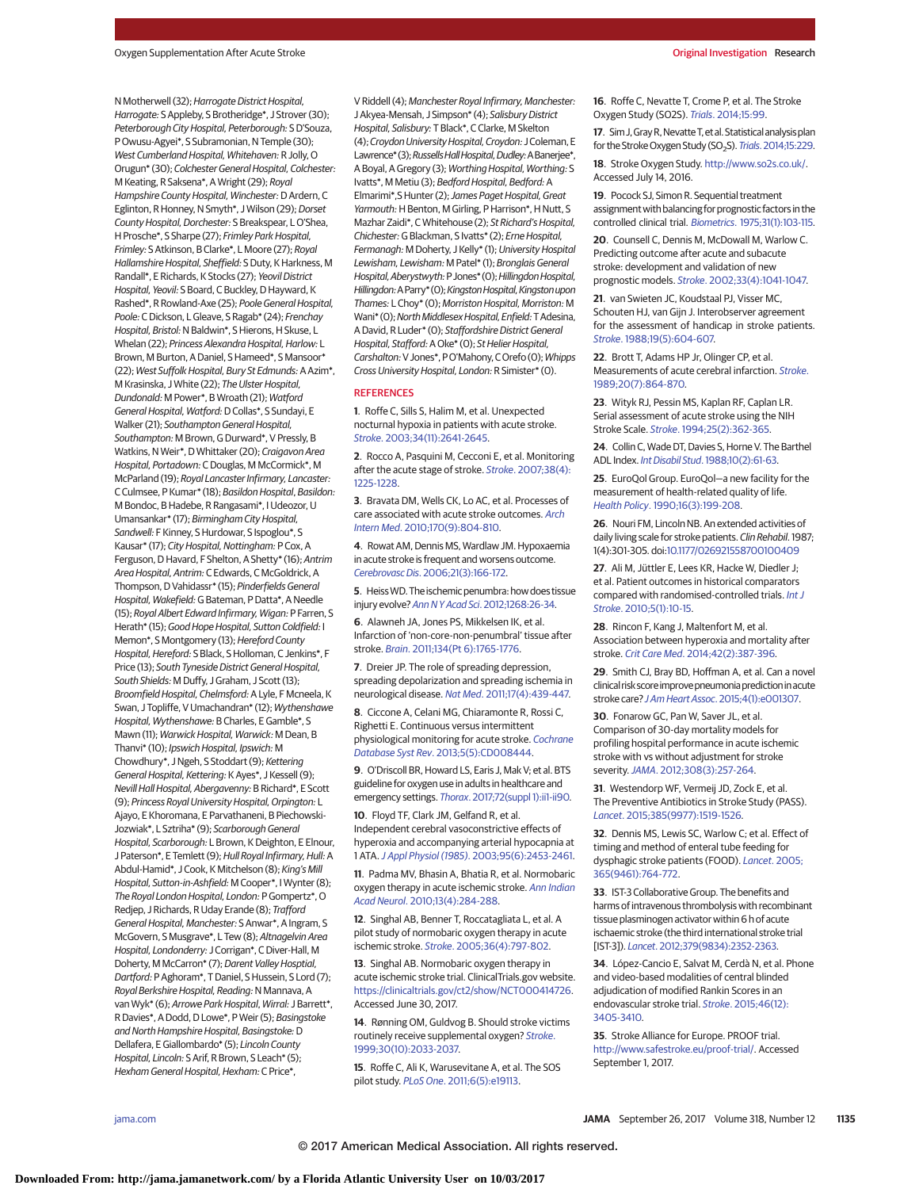N Motherwell (32); *Harrogate District Hospital, Harrogate:* S Appleby, S Brotheridge*, J Strover (30); *Peterborough City Hospital, Peterborough:* S D'Souza, P Owusu-Agyei*, S Subramonian, N Temple (30); *West Cumberland Hospital, Whitehaven:* R Jolly, O Orugun* (30); *Colchester General Hospital, Colchester:* M Keating, R Saksena*, A Wright (29); *Royal Hampshire County Hospital, Winchester:* D Ardern, C Eglinton, R Honney, N Smyth*, J Wilson (29); *Dorset County Hospital, Dorchester:* S Breakspear, L O'Shea, H Prosche*, S Sharpe (27); *Frimley Park Hospital, Frimley:* S Atkinson, B Clarke*, L Moore (27); *Royal Hallamshire Hospital, Sheffield:* S Duty, K Harkness, M Randall*, E Richards, K Stocks (27); *Yeovil District Hospital, Yeovil:* S Board, C Buckley, D Hayward, K Rashed*, R Rowland-Axe (25); *Poole General Hospital, Poole:* C Dickson, L Gleave, S Ragab* (24); *Frenchay Hospital, Bristol:* N Baldwin*, S Hierons, H Skuse, L Whelan (22); *Princess Alexandra Hospital, Harlow:* L Brown, M Burton, A Daniel, S Hameed*, S Mansoor* (22); *West Suffolk Hospital, Bury St Edmunds:* A Azim*, M Krasinska, J White (22); *The Ulster Hospital, Dundonald:* M Power*, B Wroath (21); *Watford General Hospital, Watford:* D Collas*, S Sundayi, E Walker (21); *Southampton General Hospital, Southampton:* M Brown, G Durward*, V Pressly, B Watkins, N Weir*, D Whittaker (20); *Craigavon Area Hospital, Portadown:* C Douglas, M McCormick*, M McParland (19); *Royal Lancaster Infirmary, Lancaster:* C Culmsee, P Kumar* (18); *Basildon Hospital, Basildon:* M Bondoc, B Hadebe, R Rangasami*, I Udeozor, U Umansankar* (17); *Birmingham City Hospital, Sandwell:* F Kinney, S Hurdowar, S Ispoglou*, S Kausar* (17); *City Hospital, Nottingham:* P Cox, A Ferguson, D Havard, F Shelton, A Shetty* (16); *Antrim Area Hospital, Antrim:* C Edwards, C McGoldrick, A Thompson, D Vahidassr* (15); *Pinderfields General Hospital, Wakefield:* G Bateman, P Datta*, A Needle (15); *Royal Albert Edward Infirmary, Wigan:* P Farren, S Herath* (15); *Good Hope Hospital, Sutton Coldfield:* I Memon*, S Montgomery (13); *Hereford County Hospital, Hereford:* S Black, S Holloman, C Jenkins*, F Price (13); *South Tyneside District General Hospital, South Shields:* M Duffy, J Graham, J Scott (13); *Broomfield Hospital, Chelmsford:* A Lyle, F Mcneela, K Swan, J Topliffe, V Umachandran* (12); *Wythenshawe Hospital, Wythenshawe:* B Charles, E Gamble*, S Mawn (11); *Warwick Hospital, Warwick:* M Dean, B Thanvi* (10); *Ipswich Hospital, Ipswich:* M Chowdhury*, J Ngeh, S Stoddart (9); *Kettering General Hospital, Kettering:* K Ayes*, J Kessell (9); *Nevill Hall Hospital, Abergavenny:* B Richard*, E Scott (9); *Princess Royal University Hospital, Orpington:* L Ajayo, E Khoromana, E Parvathaneni, B Piechowski-Jozwiak*, L Sztriha* (9); *Scarborough General Hospital, Scarborough:* L Brown, K Deighton, E Elnour, J Paterson*, E Temlett (9); *Hull Royal Infirmary, Hull:* A Abdul-Hamid*, J Cook, K Mitchelson (8); *King's Mill Hospital, Sutton-in-Ashfield:* M Cooper*, I Wynter (8); *The Royal London Hospital, London:* P Gompertz*, O Redjep, J Richards, R Uday Erande (8); *Trafford General Hospital, Manchester:* S Anwar*, A Ingram, S McGovern, S Musgrave*, L Tew (8); *Altnagelvin Area Hospital, Londonderry:* J Corrigan*, C Diver-Hall, M Doherty, M McCarron* (7); *Darent Valley Hospital, Dartford:* P Aghoram*, T Daniel, S Hussein, S Lord (7); *Royal Berkshire Hospital, Reading:* N Mannava, A van Wyk* (6); *Arrowe Park Hospital, Wirral:* J Barrett*, R Davies*, A Dodd, D Lowe*, P Weir (5); *Basingstoke and North Hampshire Hospital, Basingstoke:* D Dellafera, E Giallombardo* (5); *Lincoln County Hospital, Lincoln:* S Arif, R Brown, S Leach* (5); *Hexham General Hospital, Hexham:* C Price*, V Riddell (4); *Manchester Royal Infirmary, Manchester:* J Akyea-Mensah, J Simpson* (4); *Salisbury District Hospital, Salisbury:* T Black*, C Clarke, M Skelton (4); *Croydon University Hospital, Croydon:* J Coleman, E Lawrence* (3); *Russells Hall Hospital, Dudley:* A Banerjee*, A Boyal, A Gregory (3); *Worthing Hospital, Worthing:* S Ivatts*, M Metiu (3); *Bedford Hospital, Bedford:* A Elmarimi*, S Hunter (2); *James Paget Hospital, Great Yarmouth:* H Benton, M Girling, P Harrison*, H Nutt, S Mazhar Zaidi*, C Whitehouse (2); *St Richard's Hospital, Chichester:* G Blackman, S Ivatts* (2); *Erne Hospital, Fermanagh:* M Doherty, J Kelly* (1); *University Hospital Lewisham, Lewisham:* M Patel* (1); *Bronglais General Hospital, Aberystwyth:* A Parry* (0); *Hillingdon Hospital, Hillingdon:* P Jones* (0); *Kingston Hospital, Kingston upon Thames:* L Choy* (0); *Morriston Hospital, Morriston:* M Wani* (0); *North Middlesex Hospital, Enfield:* T Adesina, A David, R Luder* (0); *Staffordshire District General Hospital, Stafford:* A Oke* (0); *St Helier Hospital, Carshalton:* V Jones*, P O'Mahony, C Orefo (0); *Whipps Cross University Hospital, London:* R Simister* (0).

## REFERENCES

1. Roffe C, Sills S, Halim M, et al. Unexpected nocturnal hypoxia in patients with acute stroke. *Stroke*. 2003;34(11):2641-2645.
2. Rocco A, Pasquini M, Cecconi E, et al. Monitoring after the acute stage of stroke. *Stroke*. 2007;38(4):1225-1228.
3. Bravata DM, Wells CK, Lo AC, et al. Processes of care associated with acute stroke outcomes. *Arch Intern Med*. 2010;170(9):804-810.
4. Rowat AM, Dennis MS, Wardlaw JM. Hypoxaemia in acute stroke is frequent and worsens outcome. *Cerebrovasc Dis*. 2006;21(3):166-172.
5. Heiss WD. The ischemic penumbra: how does tissue injury evolve? *Ann N Y Acad Sci*. 2012;1268:26-34.
6. Alawneh JA, Jones PS, Mikkelsen IK, et al. Infarction of 'non-core-non-penumbral' tissue after stroke. *Brain*. 2011;134(Pt 6):1765-1776.
7. Dreier JP. The role of spreading depression, spreading depolarization and spreading ischemia in neurological disease. *Nat Med*. 2011;17(4):439-447.
8. Ciccone A, Celani MG, Chiaramonte R, Rossi C, Righetti E. Continuous versus intermittent physiological monitoring for acute stroke. *Cochrane Database Syst Rev*. 2013;5(5):CD008444.
9. O'Driscoll BR, Howard LS, Earis J, Mak V; et al. BTS guideline for oxygen use in adults in healthcare and emergency settings. *Thorax*. 2017;72(suppl 1):ii1-ii90.
10. Floyd TF, Clark JM, Gelfand R, et al. Independent cerebral vasoconstrictive effects of hyperoxia and accompanying arterial hypocapnia at 1 ATA. *J Appl Physiol (1985)*. 2003;95(6):2453-2461.
11. Padma MV, Bhasin A, Bhatia R, et al. Normobaric oxygen therapy in acute ischemic stroke. *Ann Indian Acad Neurol*. 2010;13(4):284-288.
12. Singhal AB, Benner T, Roccatagliata L, et al. A pilot study of normobaric oxygen therapy in acute ischemic stroke. *Stroke*. 2005;36(4):797-802.
13. Singhal AB. Normobaric oxygen therapy in acute ischemic stroke trial. ClinicalTrials.gov website. https://clinicaltrials.gov/ct2/show/NCT00414726. Accessed June 30, 2017.
14. Rønning OM, Guldvog B. Should stroke victims routinely receive supplemental oxygen? *Stroke*. 1999;30(10):2033-2037.
15. Roffe C, Ali K, Warusevitane A, et al. The SOS pilot study. *PLoS One*. 2011;6(5):e19113.
16. Roffe C, Nevatte T, Crome P, et al. The Stroke Oxygen Study (SO2S). *Trials*. 2014;15:99.
17. Sim J, Gray R, Nevatte T, et al. Statistical analysis plan for the Stroke Oxygen Study ($SO_2S$). *Trials*. 2014;15:229.
18. Stroke Oxygen Study. http://www.so2s.co.uk/. Accessed July 14, 2016.
19. Pocock SJ, Simon R. Sequential treatment assignment with balancing for prognostic factors in the controlled clinical trial. *Biometrics*. 1975;31(1):103-115.
20. Counsell C, Dennis M, McDowall M, Warlow C. Predicting outcome after acute and subacute stroke: development and validation of new prognostic models. *Stroke*. 2002;33(4):1041-1047.
21. van Swieten JC, Koudstaal PJ, Visser MC, Schouten HJ, van Gijn J. Interobserver agreement for the assessment of handicap in stroke patients. *Stroke*. 1988;19(5):604-607.
22. Brott T, Adams HP Jr, Olinger CP, et al. Measurements of acute cerebral infarction. *Stroke*. 1989;20(7):864-870.
23. Wityk RJ, Pessin MS, Kaplan RF, Caplan LR. Serial assessment of acute stroke using the NIH Stroke Scale. *Stroke*. 1994;25(2):362-365.
24. Collin C, Wade DT, Davies S, Horne V. The Barthel ADL Index. *Int Disabil Stud*. 1988;10(2):61-63.
25. EuroQol Group. EuroQol—a new facility for the measurement of health-related quality of life. *Health Policy*. 1990;16(3):199-208.
26. Nouri FM, Lincoln NB. An extended activities of daily living scale for stroke patients. *Clin Rehabil*. 1987;1(4):301-305. doi:10.1177/026921558700100409
27. Ali M, Jüttler E, Lees KR, Hacke W, Diedler J; et al. Patient outcomes in historical comparators compared with randomised-controlled trials. *Int J Stroke*. 2010;5(1):10-15.
28. Rincon F, Kang J, Maltenfort M, et al. Association between hyperoxia and mortality after stroke. *Crit Care Med*. 2014;42(2):387-396.
29. Smith CJ, Bray BD, Hoffman A, et al. Can a novel clinical risk score improve pneumonia prediction in acute stroke care? *J Am Heart Assoc*. 2015;4(1):e001307.
30. Fonarow GC, Pan W, Saver JL, et al. Comparison of 30-day mortality models for profiling hospital performance in acute ischemic stroke with vs without adjustment for stroke severity. *JAMA*. 2012;308(3):257-264.
31. Westendorp WF, Vermeij JD, Zock E, et al. The Preventive Antibiotics in Stroke Study (PASS). *Lancet*. 2015;385(9977):1519-1526.
32. Dennis MS, Lewis SC, Warlow C; et al. Effect of timing and method of enteral tube feeding for dysphagic stroke patients (FOOD). *Lancet*. 2005;365(9461):764-772.
33. IST-3 Collaborative Group. The benefits and harms of intravenous thrombolysis with recombinant tissue plasminogen activator within 6 h of acute ischaemic stroke (the third international stroke trial [IST-3]). *Lancet*. 2012;379(9834):2352-2363.
34. López-Cancio E, Salvat M, Cerdà N, et al. Phone and video-based modalities of central blinded adjudication of modified Rankin Scores in an endovascular stroke trial. *Stroke*. 2015;46(12):3405-3410.
35. Stroke Alliance for Europe. PROOF trial. http://www.safestroke.eu/proof-trial/. Accessed September 1, 2017.